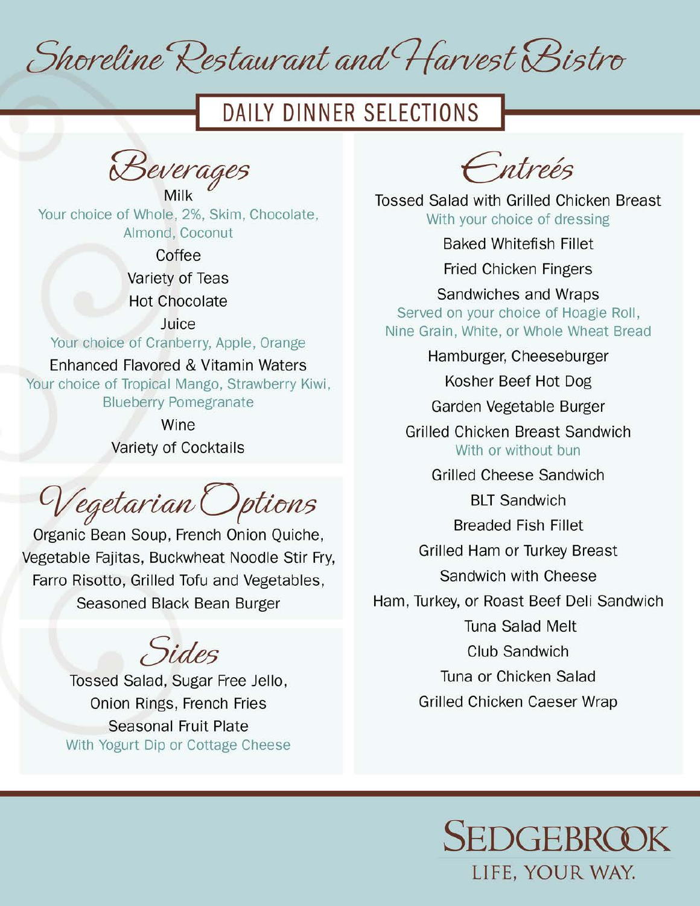# Shoreline Restaurant and Harvest Bistro

## DAILY DINNER SELECTIONS

### Beverages

Milk
Your choice of Whole, 2%, Skim, Chocolate, Almond, Coconut

Coffee

Variety of Teas

Hot Chocolate

Juice
Your choice of Cranberry, Apple, Orange

Enhanced Flavored & Vitamin Waters
Your choice of Tropical Mango, Strawberry Kiwi, Blueberry Pomegranate

Wine

Variety of Cocktails

### Vegetarian Options

Organic Bean Soup, French Onion Quiche, Vegetable Fajitas, Buckwheat Noodle Stir Fry, Farro Risotto, Grilled Tofu and Vegetables, Seasoned Black Bean Burger

### Sides

Tossed Salad, Sugar Free Jello, Onion Rings, French Fries

Seasonal Fruit Plate
With Yogurt Dip or Cottage Cheese

### Entrées

Tossed Salad with Grilled Chicken Breast
With your choice of dressing

Baked Whitefish Fillet

Fried Chicken Fingers

Sandwiches and Wraps
Served on your choice of Hoagie Roll, Nine Grain, White, or Whole Wheat Bread

Hamburger, Cheeseburger

Kosher Beef Hot Dog

Garden Vegetable Burger

Grilled Chicken Breast Sandwich
With or without bun

Grilled Cheese Sandwich

BLT Sandwich

Breaded Fish Fillet

Grilled Ham or Turkey Breast Sandwich with Cheese

Ham, Turkey, or Roast Beef Deli Sandwich

Tuna Salad Melt

Club Sandwich

Tuna or Chicken Salad

Grilled Chicken Caeser Wrap

SEDGEBROOK
LIFE, YOUR WAY.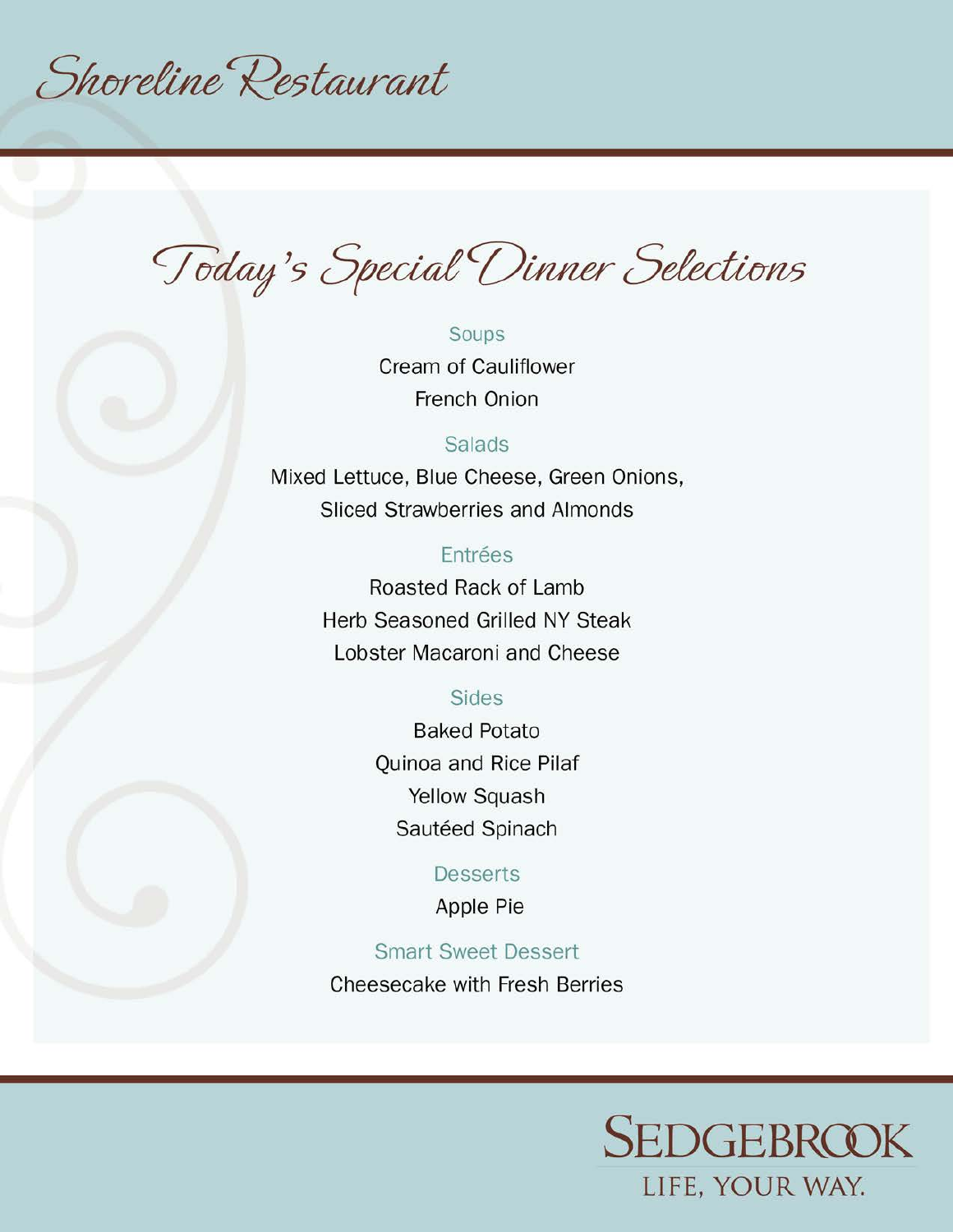# Shoreline Restaurant

## Today's Special Dinner Selections

### Soups

Cream of Cauliflower

French Onion

### Salads

Mixed Lettuce, Blue Cheese, Green Onions, Sliced Strawberries and Almonds

### Entrées

Roasted Rack of Lamb

Herb Seasoned Grilled NY Steak

Lobster Macaroni and Cheese

### Sides

Baked Potato

Quinoa and Rice Pilaf

Yellow Squash

Sautéed Spinach

### Desserts

Apple Pie

### Smart Sweet Dessert

Cheesecake with Fresh Berries

SEDGEBROOK

LIFE, YOUR WAY.